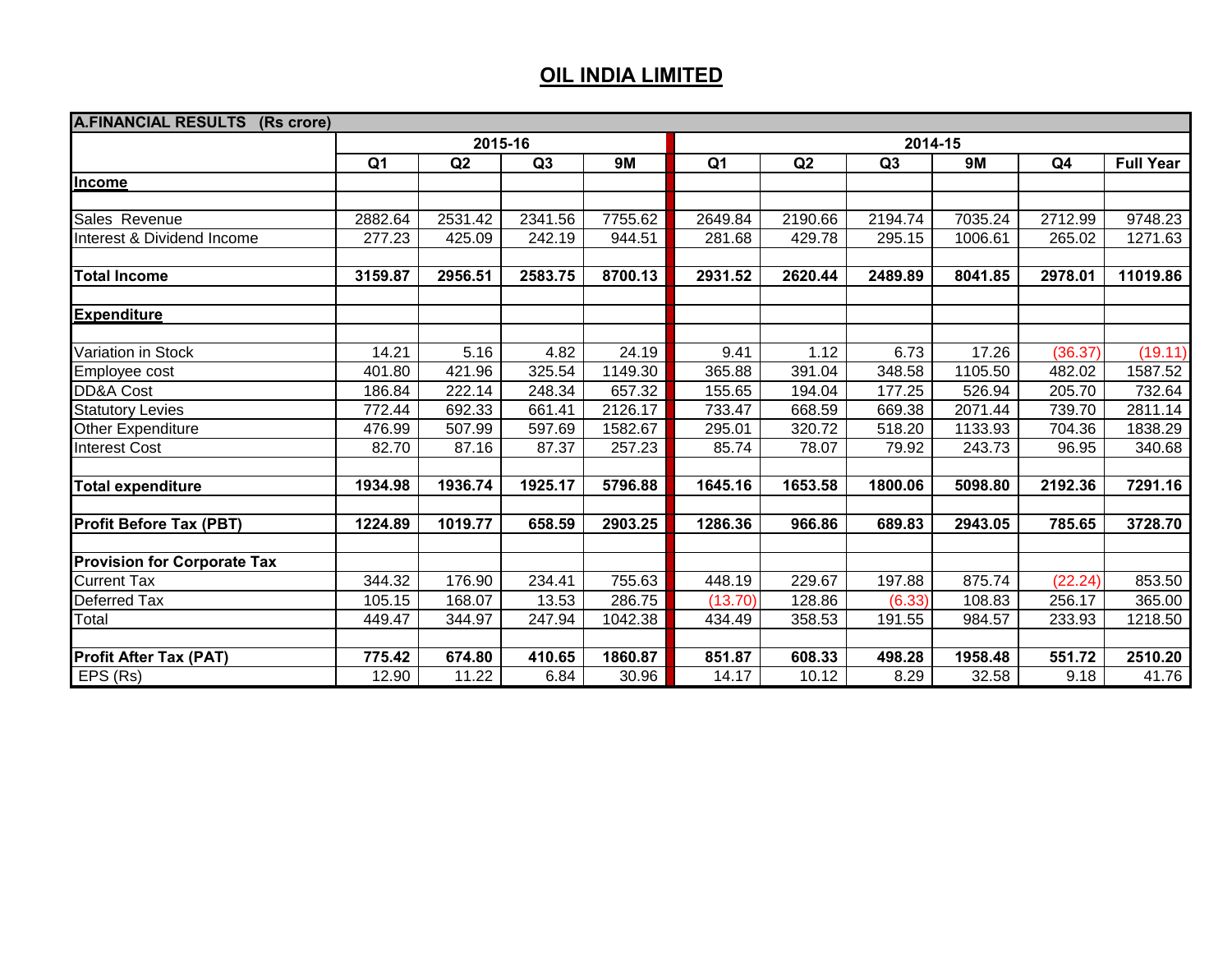# OIL INDIA LIMITED

| A.FINANCIAL RESULTS (Rs crore) | 2015-16 | | | | 2014-15 | | | | | |
|---|---|---|---|---|---|---|---|---|---|---|
| | Q1 | Q2 | Q3 | 9M | Q1 | Q2 | Q3 | 9M | Q4 | Full Year |
| **Income** | | | | | | | | | | |
| Sales Revenue | 2882.64 | 2531.42 | 2341.56 | 7755.62 | 2649.84 | 2190.66 | 2194.74 | 7035.24 | 2712.99 | 9748.23 |
| Interest & Dividend Income | 277.23 | 425.09 | 242.19 | 944.51 | 281.68 | 429.78 | 295.15 | 1006.61 | 265.02 | 1271.63 |
| **Total Income** | **3159.87** | **2956.51** | **2583.75** | **8700.13** | **2931.52** | **2620.44** | **2489.89** | **8041.85** | **2978.01** | **11019.86** |
| **Expenditure** | | | | | | | | | | |
| Variation in Stock | 14.21 | 5.16 | 4.82 | 24.19 | 9.41 | 1.12 | 6.73 | 17.26 | (36.37) | (19.11) |
| Employee cost | 401.80 | 421.96 | 325.54 | 1149.30 | 365.88 | 391.04 | 348.58 | 1105.50 | 482.02 | 1587.52 |
| DD&A Cost | 186.84 | 222.14 | 248.34 | 657.32 | 155.65 | 194.04 | 177.25 | 526.94 | 205.70 | 732.64 |
| Statutory Levies | 772.44 | 692.33 | 661.41 | 2126.17 | 733.47 | 668.59 | 669.38 | 2071.44 | 739.70 | 2811.14 |
| Other Expenditure | 476.99 | 507.99 | 597.69 | 1582.67 | 295.01 | 320.72 | 518.20 | 1133.93 | 704.36 | 1838.29 |
| Interest Cost | 82.70 | 87.16 | 87.37 | 257.23 | 85.74 | 78.07 | 79.92 | 243.73 | 96.95 | 340.68 |
| **Total expenditure** | **1934.98** | **1936.74** | **1925.17** | **5796.88** | **1645.16** | **1653.58** | **1800.06** | **5098.80** | **2192.36** | **7291.16** |
| **Profit Before Tax (PBT)** | **1224.89** | **1019.77** | **658.59** | **2903.25** | **1286.36** | **966.86** | **689.83** | **2943.05** | **785.65** | **3728.70** |
| **Provision for Corporate Tax** | | | | | | | | | | |
| Current Tax | 344.32 | 176.90 | 234.41 | 755.63 | 448.19 | 229.67 | 197.88 | 875.74 | (22.24) | 853.50 |
| Deferred Tax | 105.15 | 168.07 | 13.53 | 286.75 | (13.70) | 128.86 | (6.33) | 108.83 | 256.17 | 365.00 |
| Total | 449.47 | 344.97 | 247.94 | 1042.38 | 434.49 | 358.53 | 191.55 | 984.57 | 233.93 | 1218.50 |
| **Profit After Tax (PAT)** | **775.42** | **674.80** | **410.65** | **1860.87** | **851.87** | **608.33** | **498.28** | **1958.48** | **551.72** | **2510.20** |
| EPS (Rs) | 12.90 | 11.22 | 6.84 | 30.96 | 14.17 | 10.12 | 8.29 | 32.58 | 9.18 | 41.76 |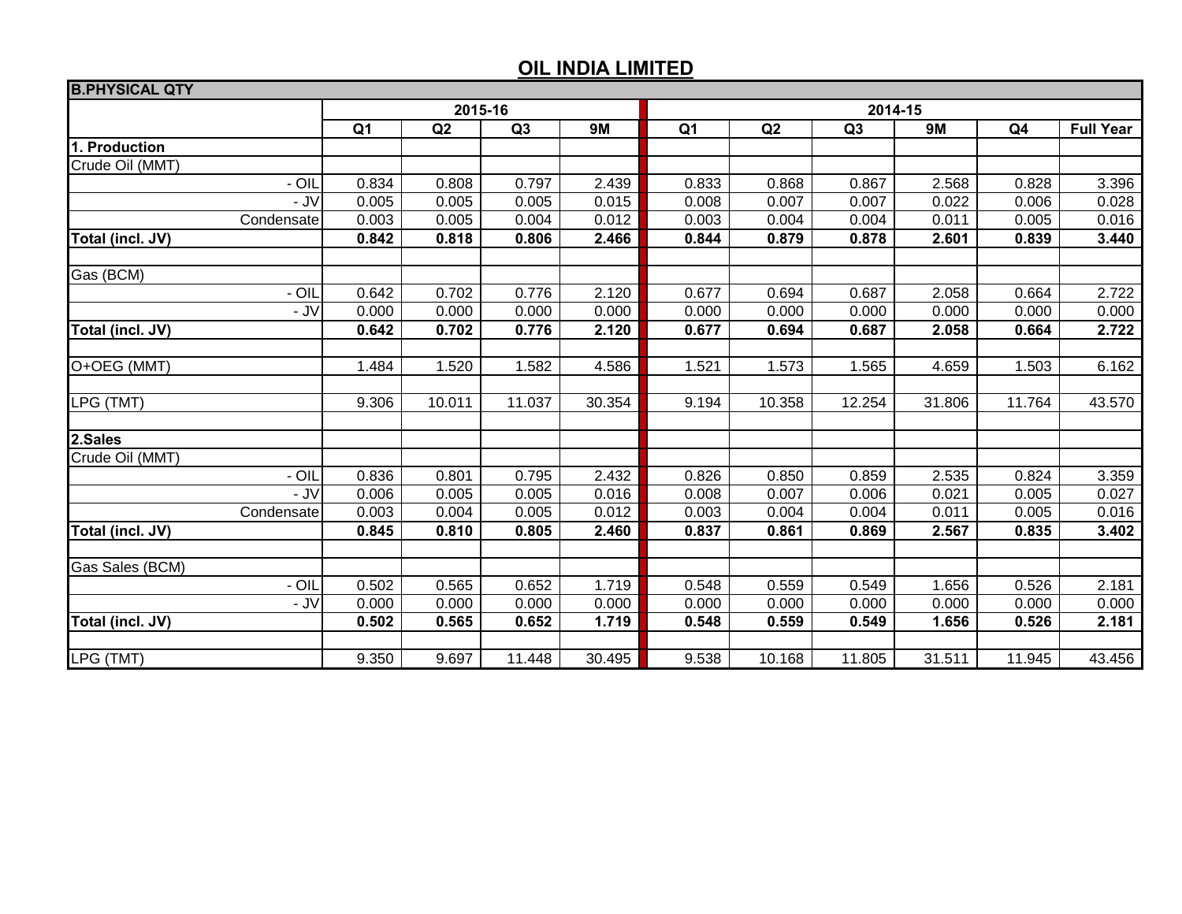## OIL INDIA LIMITED

| B.PHYSICAL QTY | 2015-16 | | | | 2014-15 | | | | | |
|---|---|---|---|---|---|---|---|---|---|---|
| | Q1 | Q2 | Q3 | 9M | Q1 | Q2 | Q3 | 9M | Q4 | Full Year |
| **1. Production** | | | | | | | | | | |
| Crude Oil (MMT) | | | | | | | | | | |
| - OIL | 0.834 | 0.808 | 0.797 | 2.439 | 0.833 | 0.868 | 0.867 | 2.568 | 0.828 | 3.396 |
| - JV | 0.005 | 0.005 | 0.005 | 0.015 | 0.008 | 0.007 | 0.007 | 0.022 | 0.006 | 0.028 |
| Condensate | 0.003 | 0.005 | 0.004 | 0.012 | 0.003 | 0.004 | 0.004 | 0.011 | 0.005 | 0.016 |
| **Total (incl. JV)** | **0.842** | **0.818** | **0.806** | **2.466** | **0.844** | **0.879** | **0.878** | **2.601** | **0.839** | **3.440** |
| | | | | | | | | | | |
| Gas (BCM) | | | | | | | | | | |
| - OIL | 0.642 | 0.702 | 0.776 | 2.120 | 0.677 | 0.694 | 0.687 | 2.058 | 0.664 | 2.722 |
| - JV | 0.000 | 0.000 | 0.000 | 0.000 | 0.000 | 0.000 | 0.000 | 0.000 | 0.000 | 0.000 |
| **Total (incl. JV)** | **0.642** | **0.702** | **0.776** | **2.120** | **0.677** | **0.694** | **0.687** | **2.058** | **0.664** | **2.722** |
| | | | | | | | | | | |
| O+OEG (MMT) | 1.484 | 1.520 | 1.582 | 4.586 | 1.521 | 1.573 | 1.565 | 4.659 | 1.503 | 6.162 |
| | | | | | | | | | | |
| LPG (TMT) | 9.306 | 10.011 | 11.037 | 30.354 | 9.194 | 10.358 | 12.254 | 31.806 | 11.764 | 43.570 |
| | | | | | | | | | | |
| **2.Sales** | | | | | | | | | | |
| Crude Oil (MMT) | | | | | | | | | | |
| - OIL | 0.836 | 0.801 | 0.795 | 2.432 | 0.826 | 0.850 | 0.859 | 2.535 | 0.824 | 3.359 |
| - JV | 0.006 | 0.005 | 0.005 | 0.016 | 0.008 | 0.007 | 0.006 | 0.021 | 0.005 | 0.027 |
| Condensate | 0.003 | 0.004 | 0.005 | 0.012 | 0.003 | 0.004 | 0.004 | 0.011 | 0.005 | 0.016 |
| **Total (incl. JV)** | **0.845** | **0.810** | **0.805** | **2.460** | **0.837** | **0.861** | **0.869** | **2.567** | **0.835** | **3.402** |
| | | | | | | | | | | |
| Gas Sales (BCM) | | | | | | | | | | |
| - OIL | 0.502 | 0.565 | 0.652 | 1.719 | 0.548 | 0.559 | 0.549 | 1.656 | 0.526 | 2.181 |
| - JV | 0.000 | 0.000 | 0.000 | 0.000 | 0.000 | 0.000 | 0.000 | 0.000 | 0.000 | 0.000 |
| **Total (incl. JV)** | **0.502** | **0.565** | **0.652** | **1.719** | **0.548** | **0.559** | **0.549** | **1.656** | **0.526** | **2.181** |
| | | | | | | | | | | |
| LPG (TMT) | 9.350 | 9.697 | 11.448 | 30.495 | 9.538 | 10.168 | 11.805 | 31.511 | 11.945 | 43.456 |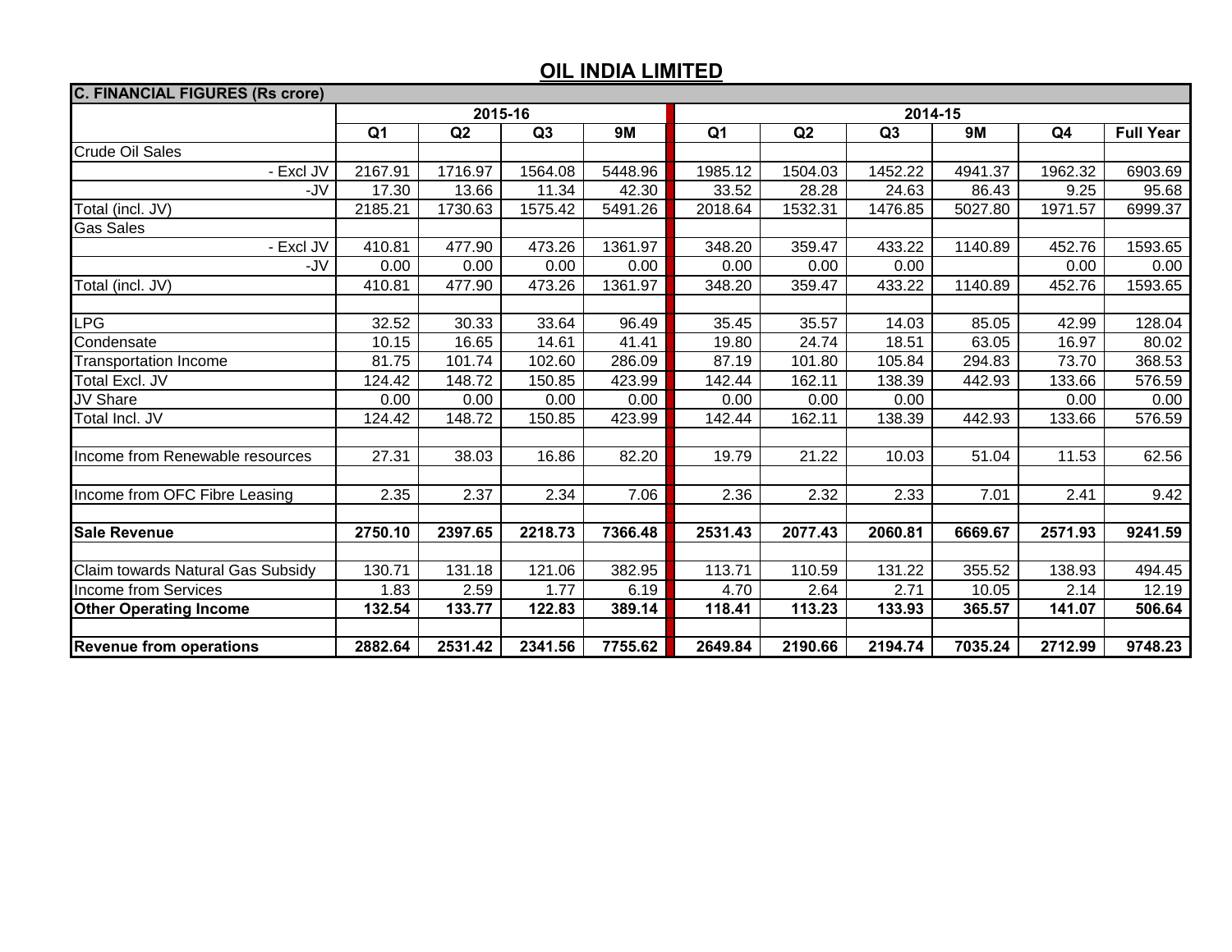## OIL INDIA LIMITED

| C. FINANCIAL FIGURES (Rs crore) | 2015-16 | | | | 2014-15 | | | | | |
|---|---|---|---|---|---|---|---|---|---|---|
| | Q1 | Q2 | Q3 | 9M | Q1 | Q2 | Q3 | 9M | Q4 | Full Year |
| Crude Oil Sales | | | | | | | | | | |
| - Excl JV | 2167.91 | 1716.97 | 1564.08 | 5448.96 | 1985.12 | 1504.03 | 1452.22 | 4941.37 | 1962.32 | 6903.69 |
| -JV | 17.30 | 13.66 | 11.34 | 42.30 | 33.52 | 28.28 | 24.63 | 86.43 | 9.25 | 95.68 |
| Total (incl. JV) | 2185.21 | 1730.63 | 1575.42 | 5491.26 | 2018.64 | 1532.31 | 1476.85 | 5027.80 | 1971.57 | 6999.37 |
| Gas Sales | | | | | | | | | | |
| - Excl JV | 410.81 | 477.90 | 473.26 | 1361.97 | 348.20 | 359.47 | 433.22 | 1140.89 | 452.76 | 1593.65 |
| -JV | 0.00 | 0.00 | 0.00 | 0.00 | 0.00 | 0.00 | 0.00 | | 0.00 | 0.00 |
| Total (incl. JV) | 410.81 | 477.90 | 473.26 | 1361.97 | 348.20 | 359.47 | 433.22 | 1140.89 | 452.76 | 1593.65 |
| | | | | | | | | | | |
| LPG | 32.52 | 30.33 | 33.64 | 96.49 | 35.45 | 35.57 | 14.03 | 85.05 | 42.99 | 128.04 |
| Condensate | 10.15 | 16.65 | 14.61 | 41.41 | 19.80 | 24.74 | 18.51 | 63.05 | 16.97 | 80.02 |
| Transportation Income | 81.75 | 101.74 | 102.60 | 286.09 | 87.19 | 101.80 | 105.84 | 294.83 | 73.70 | 368.53 |
| Total Excl. JV | 124.42 | 148.72 | 150.85 | 423.99 | 142.44 | 162.11 | 138.39 | 442.93 | 133.66 | 576.59 |
| JV Share | 0.00 | 0.00 | 0.00 | 0.00 | 0.00 | 0.00 | 0.00 | | 0.00 | 0.00 |
| Total Incl. JV | 124.42 | 148.72 | 150.85 | 423.99 | 142.44 | 162.11 | 138.39 | 442.93 | 133.66 | 576.59 |
| | | | | | | | | | | |
| Income from Renewable resources | 27.31 | 38.03 | 16.86 | 82.20 | 19.79 | 21.22 | 10.03 | 51.04 | 11.53 | 62.56 |
| | | | | | | | | | | |
| Income from OFC Fibre Leasing | 2.35 | 2.37 | 2.34 | 7.06 | 2.36 | 2.32 | 2.33 | 7.01 | 2.41 | 9.42 |
| | | | | | | | | | | |
| **Sale Revenue** | **2750.10** | **2397.65** | **2218.73** | **7366.48** | **2531.43** | **2077.43** | **2060.81** | **6669.67** | **2571.93** | **9241.59** |
| | | | | | | | | | | |
| Claim towards Natural Gas Subsidy | 130.71 | 131.18 | 121.06 | 382.95 | 113.71 | 110.59 | 131.22 | 355.52 | 138.93 | 494.45 |
| Income from Services | 1.83 | 2.59 | 1.77 | 6.19 | 4.70 | 2.64 | 2.71 | 10.05 | 2.14 | 12.19 |
| **Other Operating Income** | **132.54** | **133.77** | **122.83** | **389.14** | **118.41** | **113.23** | **133.93** | **365.57** | **141.07** | **506.64** |
| | | | | | | | | | | |
| **Revenue from operations** | **2882.64** | **2531.42** | **2341.56** | **7755.62** | **2649.84** | **2190.66** | **2194.74** | **7035.24** | **2712.99** | **9748.23** |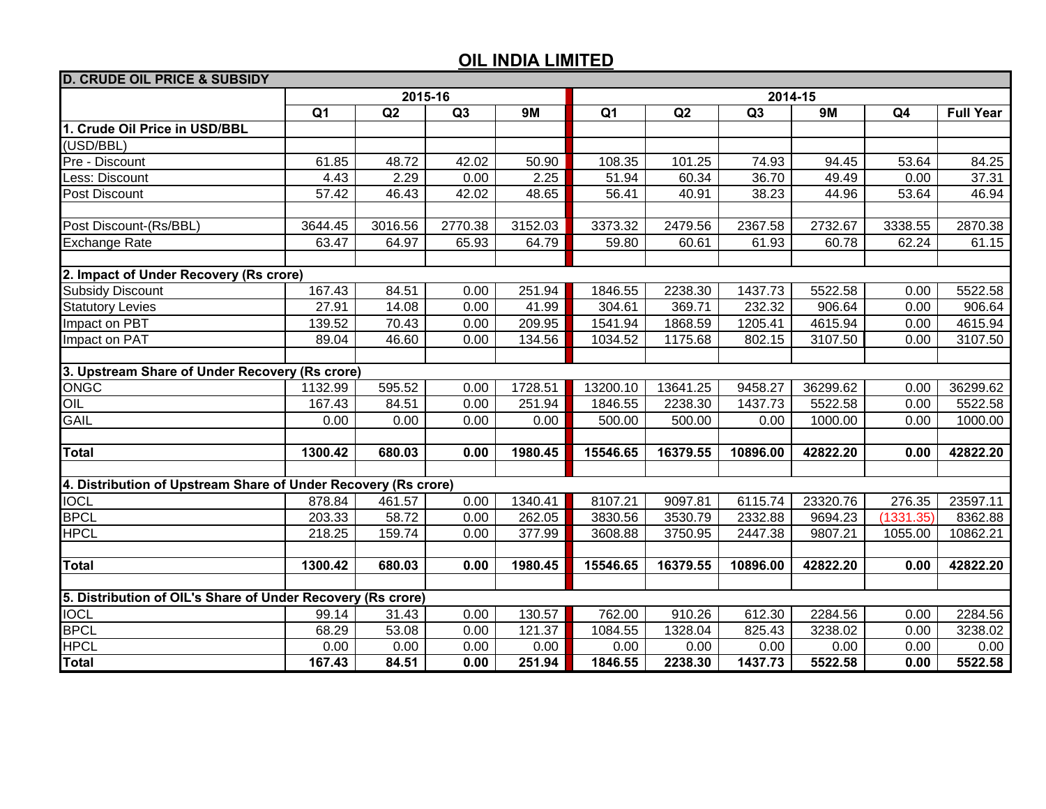## OIL INDIA LIMITED

| D. CRUDE OIL PRICE & SUBSIDY | | | | | | | | | | |
|---|---|---|---|---|---|---|---|---|---|---|
| | 2015-16 | | | | 2014-15 | | | | | |
| | Q1 | Q2 | Q3 | 9M | Q1 | Q2 | Q3 | 9M | Q4 | Full Year |
| **1. Crude Oil Price in USD/BBL** | | | | | | | | | | |
| (USD/BBL) | | | | | | | | | | |
| Pre - Discount | 61.85 | 48.72 | 42.02 | 50.90 | 108.35 | 101.25 | 74.93 | 94.45 | 53.64 | 84.25 |
| Less: Discount | 4.43 | 2.29 | 0.00 | 2.25 | 51.94 | 60.34 | 36.70 | 49.49 | 0.00 | 37.31 |
| Post Discount | 57.42 | 46.43 | 42.02 | 48.65 | 56.41 | 40.91 | 38.23 | 44.96 | 53.64 | 46.94 |
| | | | | | | | | | | |
| Post Discount-(Rs/BBL) | 3644.45 | 3016.56 | 2770.38 | 3152.03 | 3373.32 | 2479.56 | 2367.58 | 2732.67 | 3338.55 | 2870.38 |
| Exchange Rate | 63.47 | 64.97 | 65.93 | 64.79 | 59.80 | 60.61 | 61.93 | 60.78 | 62.24 | 61.15 |
| | | | | | | | | | | |
| **2. Impact of Under Recovery (Rs crore)** | | | | | | | | | | |
| Subsidy Discount | 167.43 | 84.51 | 0.00 | 251.94 | 1846.55 | 2238.30 | 1437.73 | 5522.58 | 0.00 | 5522.58 |
| Statutory Levies | 27.91 | 14.08 | 0.00 | 41.99 | 304.61 | 369.71 | 232.32 | 906.64 | 0.00 | 906.64 |
| Impact on PBT | 139.52 | 70.43 | 0.00 | 209.95 | 1541.94 | 1868.59 | 1205.41 | 4615.94 | 0.00 | 4615.94 |
| Impact on PAT | 89.04 | 46.60 | 0.00 | 134.56 | 1034.52 | 1175.68 | 802.15 | 3107.50 | 0.00 | 3107.50 |
| | | | | | | | | | | |
| **3. Upstream Share of Under Recovery (Rs crore)** | | | | | | | | | | |
| ONGC | 1132.99 | 595.52 | 0.00 | 1728.51 | 13200.10 | 13641.25 | 9458.27 | 36299.62 | 0.00 | 36299.62 |
| OIL | 167.43 | 84.51 | 0.00 | 251.94 | 1846.55 | 2238.30 | 1437.73 | 5522.58 | 0.00 | 5522.58 |
| GAIL | 0.00 | 0.00 | 0.00 | 0.00 | 500.00 | 500.00 | 0.00 | 1000.00 | 0.00 | 1000.00 |
| | | | | | | | | | | |
| **Total** | **1300.42** | **680.03** | **0.00** | **1980.45** | **15546.65** | **16379.55** | **10896.00** | **42822.20** | **0.00** | **42822.20** |
| | | | | | | | | | | |
| **4. Distribution of Upstream Share of Under Recovery (Rs crore)** | | | | | | | | | | |
| IOCL | 878.84 | 461.57 | 0.00 | 1340.41 | 8107.21 | 9097.81 | 6115.74 | 23320.76 | 276.35 | 23597.11 |
| BPCL | 203.33 | 58.72 | 0.00 | 262.05 | 3830.56 | 3530.79 | 2332.88 | 9694.23 | (1331.35) | 8362.88 |
| HPCL | 218.25 | 159.74 | 0.00 | 377.99 | 3608.88 | 3750.95 | 2447.38 | 9807.21 | 1055.00 | 10862.21 |
| | | | | | | | | | | |
| **Total** | **1300.42** | **680.03** | **0.00** | **1980.45** | **15546.65** | **16379.55** | **10896.00** | **42822.20** | **0.00** | **42822.20** |
| | | | | | | | | | | |
| **5. Distribution of OIL's Share of Under Recovery (Rs crore)** | | | | | | | | | | |
| IOCL | 99.14 | 31.43 | 0.00 | 130.57 | 762.00 | 910.26 | 612.30 | 2284.56 | 0.00 | 2284.56 |
| BPCL | 68.29 | 53.08 | 0.00 | 121.37 | 1084.55 | 1328.04 | 825.43 | 3238.02 | 0.00 | 3238.02 |
| HPCL | 0.00 | 0.00 | 0.00 | 0.00 | 0.00 | 0.00 | 0.00 | 0.00 | 0.00 | 0.00 |
| **Total** | **167.43** | **84.51** | **0.00** | **251.94** | **1846.55** | **2238.30** | **1437.73** | **5522.58** | **0.00** | **5522.58** |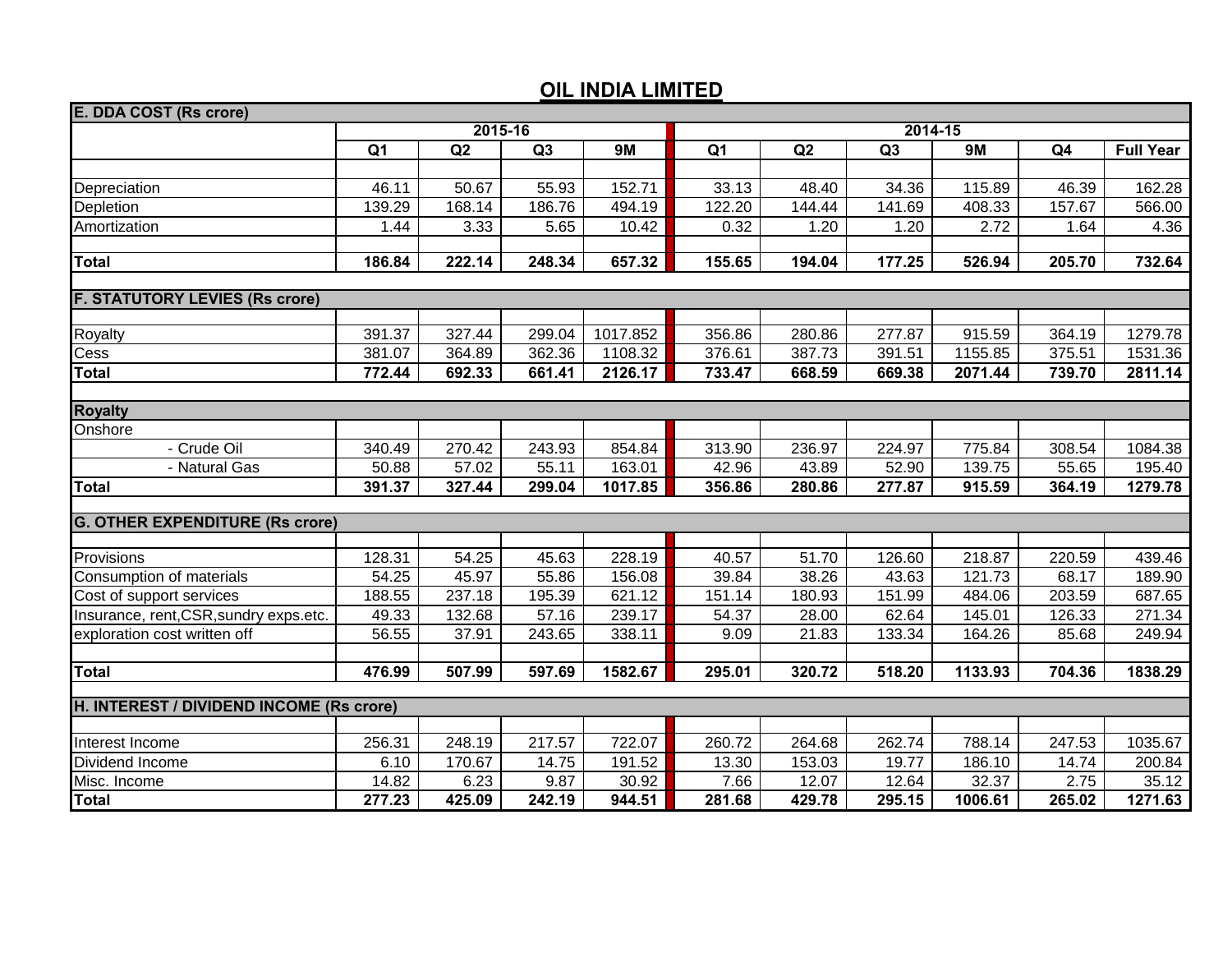## OIL INDIA LIMITED

| E. DDA COST (Rs crore) | | | | | | | | | | |
|---|---|---|---|---|---|---|---|---|---|---|
| | 2015-16 | | | | 2014-15 | | | | | |
| | Q1 | Q2 | Q3 | 9M | Q1 | Q2 | Q3 | 9M | Q4 | Full Year |
| Depreciation | 46.11 | 50.67 | 55.93 | 152.71 | 33.13 | 48.40 | 34.36 | 115.89 | 46.39 | 162.28 |
| Depletion | 139.29 | 168.14 | 186.76 | 494.19 | 122.20 | 144.44 | 141.69 | 408.33 | 157.67 | 566.00 |
| Amortization | 1.44 | 3.33 | 5.65 | 10.42 | 0.32 | 1.20 | 1.20 | 2.72 | 1.64 | 4.36 |
| **Total** | **186.84** | **222.14** | **248.34** | **657.32** | **155.65** | **194.04** | **177.25** | **526.94** | **205.70** | **732.64** |
| **F. STATUTORY LEVIES (Rs crore)** | | | | | | | | | | |
| Royalty | 391.37 | 327.44 | 299.04 | 1017.852 | 356.86 | 280.86 | 277.87 | 915.59 | 364.19 | 1279.78 |
| Cess | 381.07 | 364.89 | 362.36 | 1108.32 | 376.61 | 387.73 | 391.51 | 1155.85 | 375.51 | 1531.36 |
| **Total** | **772.44** | **692.33** | **661.41** | **2126.17** | **733.47** | **668.59** | **669.38** | **2071.44** | **739.70** | **2811.14** |
| **Royalty** | | | | | | | | | | |
| Onshore | | | | | | | | | | |
| - Crude Oil | 340.49 | 270.42 | 243.93 | 854.84 | 313.90 | 236.97 | 224.97 | 775.84 | 308.54 | 1084.38 |
| - Natural Gas | 50.88 | 57.02 | 55.11 | 163.01 | 42.96 | 43.89 | 52.90 | 139.75 | 55.65 | 195.40 |
| **Total** | **391.37** | **327.44** | **299.04** | **1017.85** | **356.86** | **280.86** | **277.87** | **915.59** | **364.19** | **1279.78** |
| **G. OTHER EXPENDITURE (Rs crore)** | | | | | | | | | | |
| Provisions | 128.31 | 54.25 | 45.63 | 228.19 | 40.57 | 51.70 | 126.60 | 218.87 | 220.59 | 439.46 |
| Consumption of materials | 54.25 | 45.97 | 55.86 | 156.08 | 39.84 | 38.26 | 43.63 | 121.73 | 68.17 | 189.90 |
| Cost of support services | 188.55 | 237.18 | 195.39 | 621.12 | 151.14 | 180.93 | 151.99 | 484.06 | 203.59 | 687.65 |
| Insurance, rent,CSR,sundry exps.etc. | 49.33 | 132.68 | 57.16 | 239.17 | 54.37 | 28.00 | 62.64 | 145.01 | 126.33 | 271.34 |
| exploration cost written off | 56.55 | 37.91 | 243.65 | 338.11 | 9.09 | 21.83 | 133.34 | 164.26 | 85.68 | 249.94 |
| **Total** | **476.99** | **507.99** | **597.69** | **1582.67** | **295.01** | **320.72** | **518.20** | **1133.93** | **704.36** | **1838.29** |
| **H. INTEREST / DIVIDEND INCOME (Rs crore)** | | | | | | | | | | |
| Interest Income | 256.31 | 248.19 | 217.57 | 722.07 | 260.72 | 264.68 | 262.74 | 788.14 | 247.53 | 1035.67 |
| Dividend Income | 6.10 | 170.67 | 14.75 | 191.52 | 13.30 | 153.03 | 19.77 | 186.10 | 14.74 | 200.84 |
| Misc. Income | 14.82 | 6.23 | 9.87 | 30.92 | 7.66 | 12.07 | 12.64 | 32.37 | 2.75 | 35.12 |
| **Total** | **277.23** | **425.09** | **242.19** | **944.51** | **281.68** | **429.78** | **295.15** | **1006.61** | **265.02** | **1271.63** |